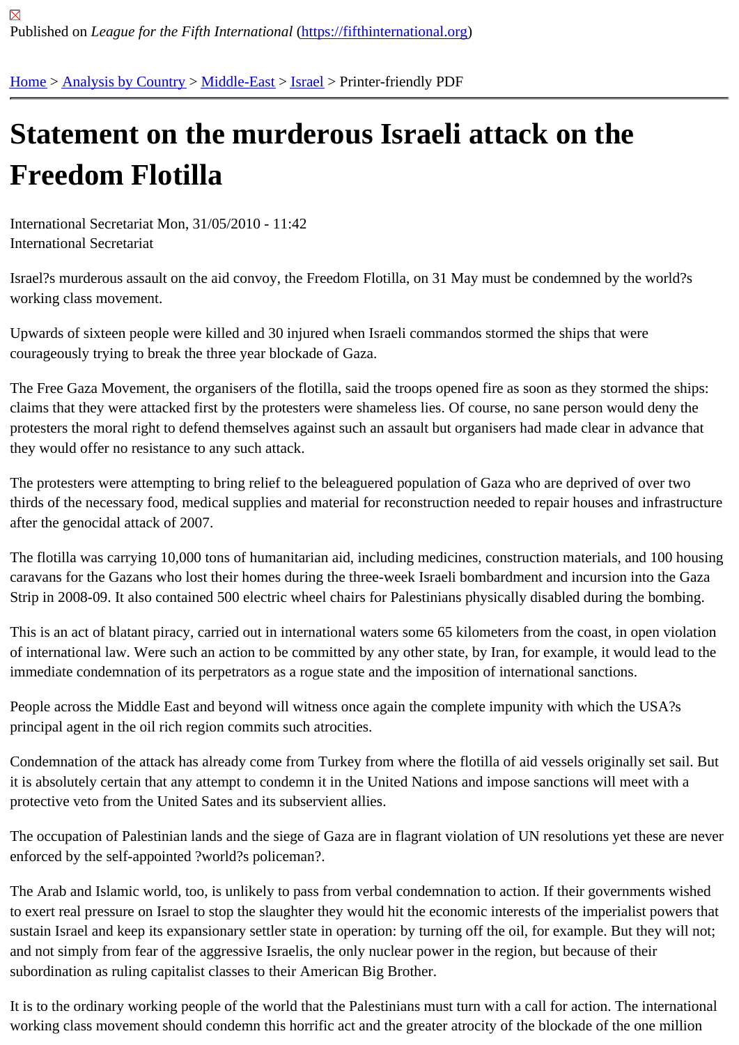Published on *League for the Fifth International* (https://fifthinternational.org)

Home > Analysis by Country > Middle-East > Israel > Printer-friendly PDF

# Statement on the murderous Israeli attack on the Freedom Flotilla

International Secretariat Mon, 31/05/2010 - 11:42
International Secretariat

Israel?s murderous assault on the aid convoy, the Freedom Flotilla, on 31 May must be condemned by the world?s working class movement.

Upwards of sixteen people were killed and 30 injured when Israeli commandos stormed the ships that were courageously trying to break the three year blockade of Gaza.

The Free Gaza Movement, the organisers of the flotilla, said the troops opened fire as soon as they stormed the ships: claims that they were attacked first by the protesters were shameless lies. Of course, no sane person would deny the protesters the moral right to defend themselves against such an assault but organisers had made clear in advance that they would offer no resistance to any such attack.

The protesters were attempting to bring relief to the beleaguered population of Gaza who are deprived of over two thirds of the necessary food, medical supplies and material for reconstruction needed to repair houses and infrastructure after the genocidal attack of 2007.

The flotilla was carrying 10,000 tons of humanitarian aid, including medicines, construction materials, and 100 housing caravans for the Gazans who lost their homes during the three-week Israeli bombardment and incursion into the Gaza Strip in 2008-09. It also contained 500 electric wheel chairs for Palestinians physically disabled during the bombing.

This is an act of blatant piracy, carried out in international waters some 65 kilometers from the coast, in open violation of international law. Were such an action to be committed by any other state, by Iran, for example, it would lead to the immediate condemnation of its perpetrators as a rogue state and the imposition of international sanctions.

People across the Middle East and beyond will witness once again the complete impunity with which the USA?s principal agent in the oil rich region commits such atrocities.

Condemnation of the attack has already come from Turkey from where the flotilla of aid vessels originally set sail. But it is absolutely certain that any attempt to condemn it in the United Nations and impose sanctions will meet with a protective veto from the United Sates and its subservient allies.

The occupation of Palestinian lands and the siege of Gaza are in flagrant violation of UN resolutions yet these are never enforced by the self-appointed ?world?s policeman?.

The Arab and Islamic world, too, is unlikely to pass from verbal condemnation to action. If their governments wished to exert real pressure on Israel to stop the slaughter they would hit the economic interests of the imperialist powers that sustain Israel and keep its expansionary settler state in operation: by turning off the oil, for example. But they will not; and not simply from fear of the aggressive Israelis, the only nuclear power in the region, but because of their subordination as ruling capitalist classes to their American Big Brother.

It is to the ordinary working people of the world that the Palestinians must turn with a call for action. The international working class movement should condemn this horrific act and the greater atrocity of the blockade of the one million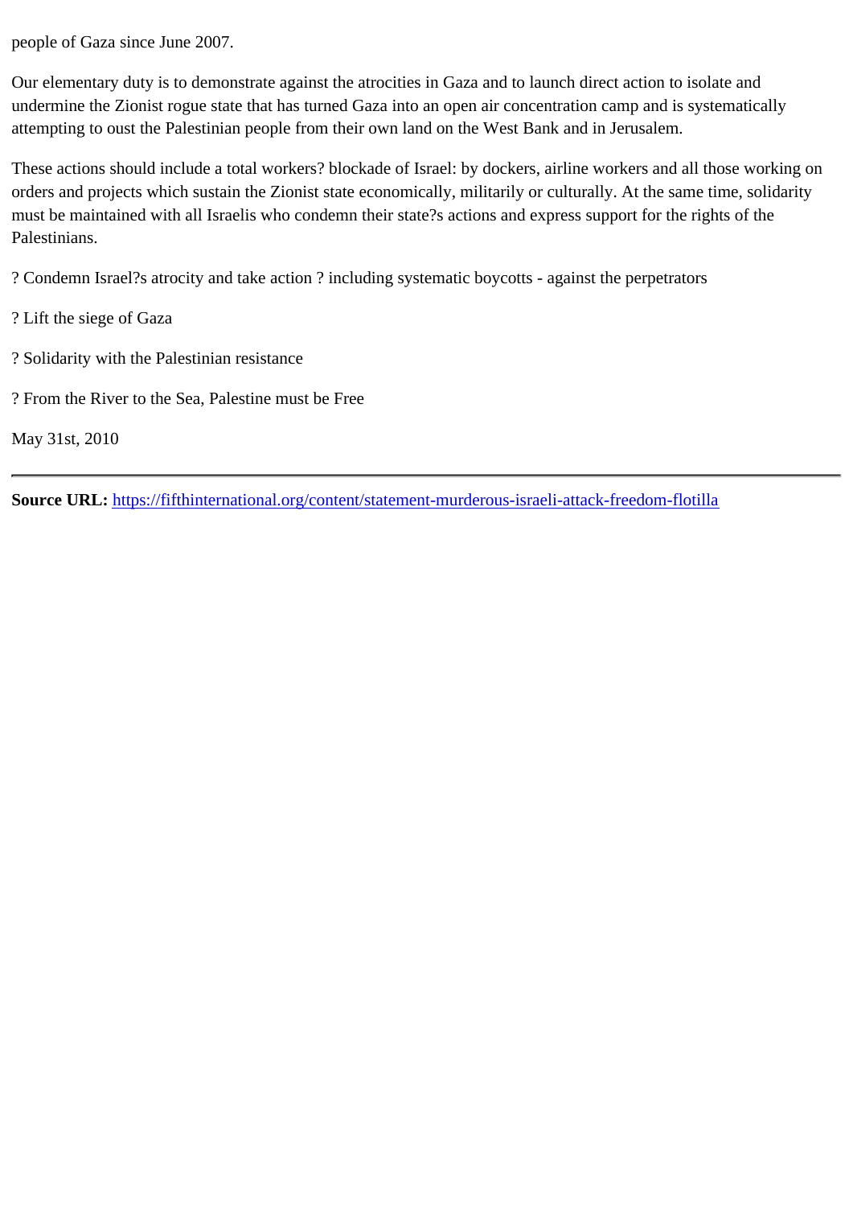people of Gaza since June 2007.

Our elementary duty is to demonstrate against the atrocities in Gaza and to launch direct action to isolate and undermine the Zionist rogue state that has turned Gaza into an open air concentration camp and is systematically attempting to oust the Palestinian people from their own land on the West Bank and in Jerusalem.

These actions should include a total workers? blockade of Israel: by dockers, airline workers and all those working on orders and projects which sustain the Zionist state economically, militarily or culturally. At the same time, solidarity must be maintained with all Israelis who condemn their state?s actions and express support for the rights of the Palestinians.

? Condemn Israel?s atrocity and take action ? including systematic boycotts - against the perpetrators

? Lift the siege of Gaza

? Solidarity with the Palestinian resistance

? From the River to the Sea, Palestine must be Free

May 31st, 2010

---

**Source URL:** https://fifthinternational.org/content/statement-murderous-israeli-attack-freedom-flotilla